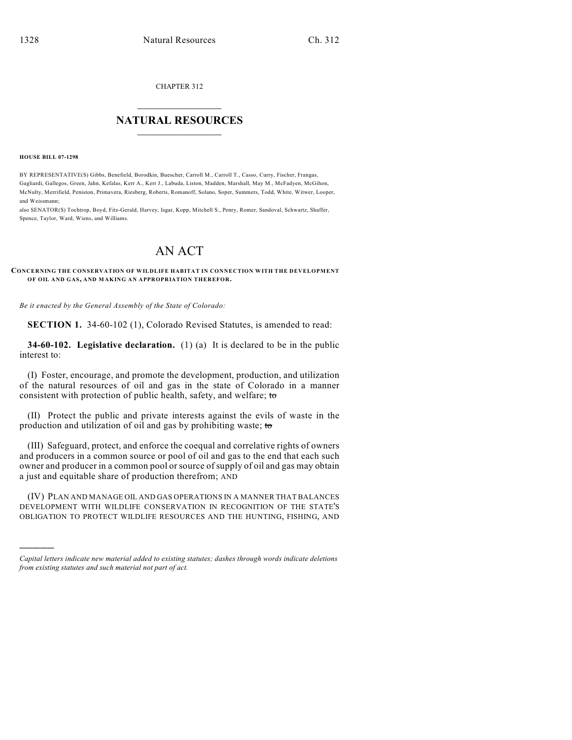CHAPTER 312

## NATURAL RESOURCES

**HOUSE BILL 07-1298**

BY REPRESENTATIVE(S) Gibbs, Benefield, Borodkin, Buescher, Carroll M., Carroll T., Casso, Curry, Fischer, Frangas, Gagliardi, Gallegos, Green, Jahn, Kefalas, Kerr A., Kerr J., Labuda, Liston, Madden, Marshall, May M., McFadyen, McGihon, McNulty, Merrifield, Peniston, Primavera, Riesberg, Roberts, Romanoff, Solano, Soper, Summers, Todd, White, Witwer, Looper, and Weissmann;
also SENATOR(S) Tochtrop, Boyd, Fitz-Gerald, Harvey, Isgar, Kopp, Mitchell S., Penry, Romer, Sandoval, Schwartz, Shaffer, Spence, Taylor, Ward, Wiens, and Williams.

# AN ACT

**CONCERNING THE CONSERVATION OF WILDLIFE HABITAT IN CONNECTION WITH THE DEVELOPMENT OF OIL AND GAS, AND MAKING AN APPROPRIATION THEREFOR.**

*Be it enacted by the General Assembly of the State of Colorado:*

**SECTION 1.** 34-60-102 (1), Colorado Revised Statutes, is amended to read:

**34-60-102. Legislative declaration.** (1) (a) It is declared to be in the public interest to:

(I) Foster, encourage, and promote the development, production, and utilization of the natural resources of oil and gas in the state of Colorado in a manner consistent with protection of public health, safety, and welfare; ~~to~~

(II) Protect the public and private interests against the evils of waste in the production and utilization of oil and gas by prohibiting waste; ~~to~~

(III) Safeguard, protect, and enforce the coequal and correlative rights of owners and producers in a common source or pool of oil and gas to the end that each such owner and producer in a common pool or source of supply of oil and gas may obtain a just and equitable share of production therefrom; AND

(IV) PLAN AND MANAGE OIL AND GAS OPERATIONS IN A MANNER THAT BALANCES DEVELOPMENT WITH WILDLIFE CONSERVATION IN RECOGNITION OF THE STATE'S OBLIGATION TO PROTECT WILDLIFE RESOURCES AND THE HUNTING, FISHING, AND

---

*Capital letters indicate new material added to existing statutes; dashes through words indicate deletions from existing statutes and such material not part of act.*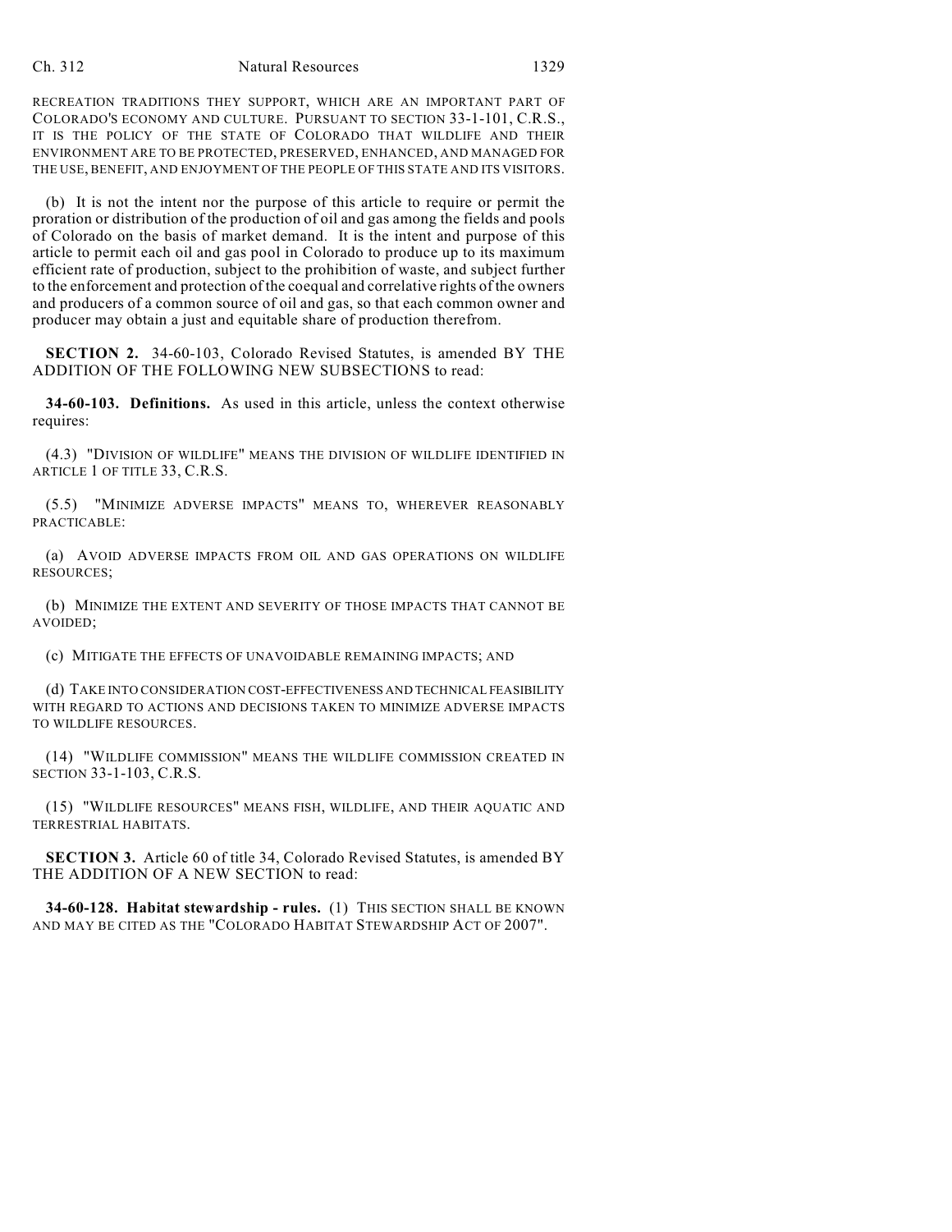RECREATION TRADITIONS THEY SUPPORT, WHICH ARE AN IMPORTANT PART OF COLORADO'S ECONOMY AND CULTURE. PURSUANT TO SECTION 33-1-101, C.R.S., IT IS THE POLICY OF THE STATE OF COLORADO THAT WILDLIFE AND THEIR ENVIRONMENT ARE TO BE PROTECTED, PRESERVED, ENHANCED, AND MANAGED FOR THE USE, BENEFIT, AND ENJOYMENT OF THE PEOPLE OF THIS STATE AND ITS VISITORS.

(b) It is not the intent nor the purpose of this article to require or permit the proration or distribution of the production of oil and gas among the fields and pools of Colorado on the basis of market demand. It is the intent and purpose of this article to permit each oil and gas pool in Colorado to produce up to its maximum efficient rate of production, subject to the prohibition of waste, and subject further to the enforcement and protection of the coequal and correlative rights of the owners and producers of a common source of oil and gas, so that each common owner and producer may obtain a just and equitable share of production therefrom.

**SECTION 2.** 34-60-103, Colorado Revised Statutes, is amended BY THE ADDITION OF THE FOLLOWING NEW SUBSECTIONS to read:

**34-60-103. Definitions.** As used in this article, unless the context otherwise requires:

(4.3) "DIVISION OF WILDLIFE" MEANS THE DIVISION OF WILDLIFE IDENTIFIED IN ARTICLE 1 OF TITLE 33, C.R.S.

(5.5) "MINIMIZE ADVERSE IMPACTS" MEANS TO, WHEREVER REASONABLY PRACTICABLE:

(a) AVOID ADVERSE IMPACTS FROM OIL AND GAS OPERATIONS ON WILDLIFE RESOURCES;

(b) MINIMIZE THE EXTENT AND SEVERITY OF THOSE IMPACTS THAT CANNOT BE AVOIDED;

(c) MITIGATE THE EFFECTS OF UNAVOIDABLE REMAINING IMPACTS; AND

(d) TAKE INTO CONSIDERATION COST-EFFECTIVENESS AND TECHNICAL FEASIBILITY WITH REGARD TO ACTIONS AND DECISIONS TAKEN TO MINIMIZE ADVERSE IMPACTS TO WILDLIFE RESOURCES.

(14) "WILDLIFE COMMISSION" MEANS THE WILDLIFE COMMISSION CREATED IN SECTION 33-1-103, C.R.S.

(15) "WILDLIFE RESOURCES" MEANS FISH, WILDLIFE, AND THEIR AQUATIC AND TERRESTRIAL HABITATS.

**SECTION 3.** Article 60 of title 34, Colorado Revised Statutes, is amended BY THE ADDITION OF A NEW SECTION to read:

**34-60-128. Habitat stewardship - rules.** (1) THIS SECTION SHALL BE KNOWN AND MAY BE CITED AS THE "COLORADO HABITAT STEWARDSHIP ACT OF 2007".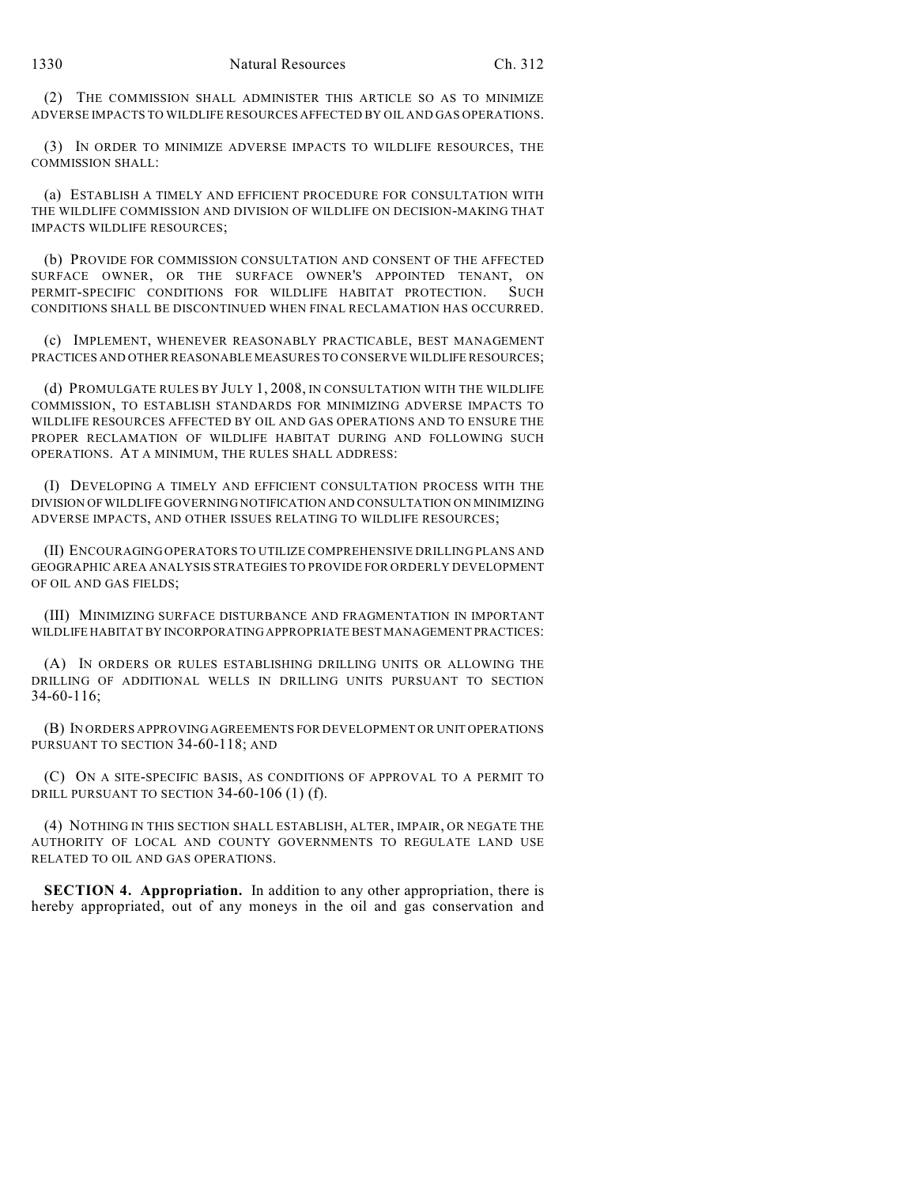(2) THE COMMISSION SHALL ADMINISTER THIS ARTICLE SO AS TO MINIMIZE ADVERSE IMPACTS TO WILDLIFE RESOURCES AFFECTED BY OIL AND GAS OPERATIONS.

(3) IN ORDER TO MINIMIZE ADVERSE IMPACTS TO WILDLIFE RESOURCES, THE COMMISSION SHALL:

(a) ESTABLISH A TIMELY AND EFFICIENT PROCEDURE FOR CONSULTATION WITH THE WILDLIFE COMMISSION AND DIVISION OF WILDLIFE ON DECISION-MAKING THAT IMPACTS WILDLIFE RESOURCES;

(b) PROVIDE FOR COMMISSION CONSULTATION AND CONSENT OF THE AFFECTED SURFACE OWNER, OR THE SURFACE OWNER'S APPOINTED TENANT, ON PERMIT-SPECIFIC CONDITIONS FOR WILDLIFE HABITAT PROTECTION. SUCH CONDITIONS SHALL BE DISCONTINUED WHEN FINAL RECLAMATION HAS OCCURRED.

(c) IMPLEMENT, WHENEVER REASONABLY PRACTICABLE, BEST MANAGEMENT PRACTICES AND OTHER REASONABLE MEASURES TO CONSERVE WILDLIFE RESOURCES;

(d) PROMULGATE RULES BY JULY 1, 2008, IN CONSULTATION WITH THE WILDLIFE COMMISSION, TO ESTABLISH STANDARDS FOR MINIMIZING ADVERSE IMPACTS TO WILDLIFE RESOURCES AFFECTED BY OIL AND GAS OPERATIONS AND TO ENSURE THE PROPER RECLAMATION OF WILDLIFE HABITAT DURING AND FOLLOWING SUCH OPERATIONS. AT A MINIMUM, THE RULES SHALL ADDRESS:

(I) DEVELOPING A TIMELY AND EFFICIENT CONSULTATION PROCESS WITH THE DIVISION OF WILDLIFE GOVERNING NOTIFICATION AND CONSULTATION ON MINIMIZING ADVERSE IMPACTS, AND OTHER ISSUES RELATING TO WILDLIFE RESOURCES;

(II) ENCOURAGING OPERATORS TO UTILIZE COMPREHENSIVE DRILLING PLANS AND GEOGRAPHIC AREA ANALYSIS STRATEGIES TO PROVIDE FOR ORDERLY DEVELOPMENT OF OIL AND GAS FIELDS;

(III) MINIMIZING SURFACE DISTURBANCE AND FRAGMENTATION IN IMPORTANT WILDLIFE HABITAT BY INCORPORATING APPROPRIATE BEST MANAGEMENT PRACTICES:

(A) IN ORDERS OR RULES ESTABLISHING DRILLING UNITS OR ALLOWING THE DRILLING OF ADDITIONAL WELLS IN DRILLING UNITS PURSUANT TO SECTION 34-60-116;

(B) IN ORDERS APPROVING AGREEMENTS FOR DEVELOPMENT OR UNIT OPERATIONS PURSUANT TO SECTION 34-60-118; AND

(C) ON A SITE-SPECIFIC BASIS, AS CONDITIONS OF APPROVAL TO A PERMIT TO DRILL PURSUANT TO SECTION 34-60-106 (1) (f).

(4) NOTHING IN THIS SECTION SHALL ESTABLISH, ALTER, IMPAIR, OR NEGATE THE AUTHORITY OF LOCAL AND COUNTY GOVERNMENTS TO REGULATE LAND USE RELATED TO OIL AND GAS OPERATIONS.

**SECTION 4. Appropriation.** In addition to any other appropriation, there is hereby appropriated, out of any moneys in the oil and gas conservation and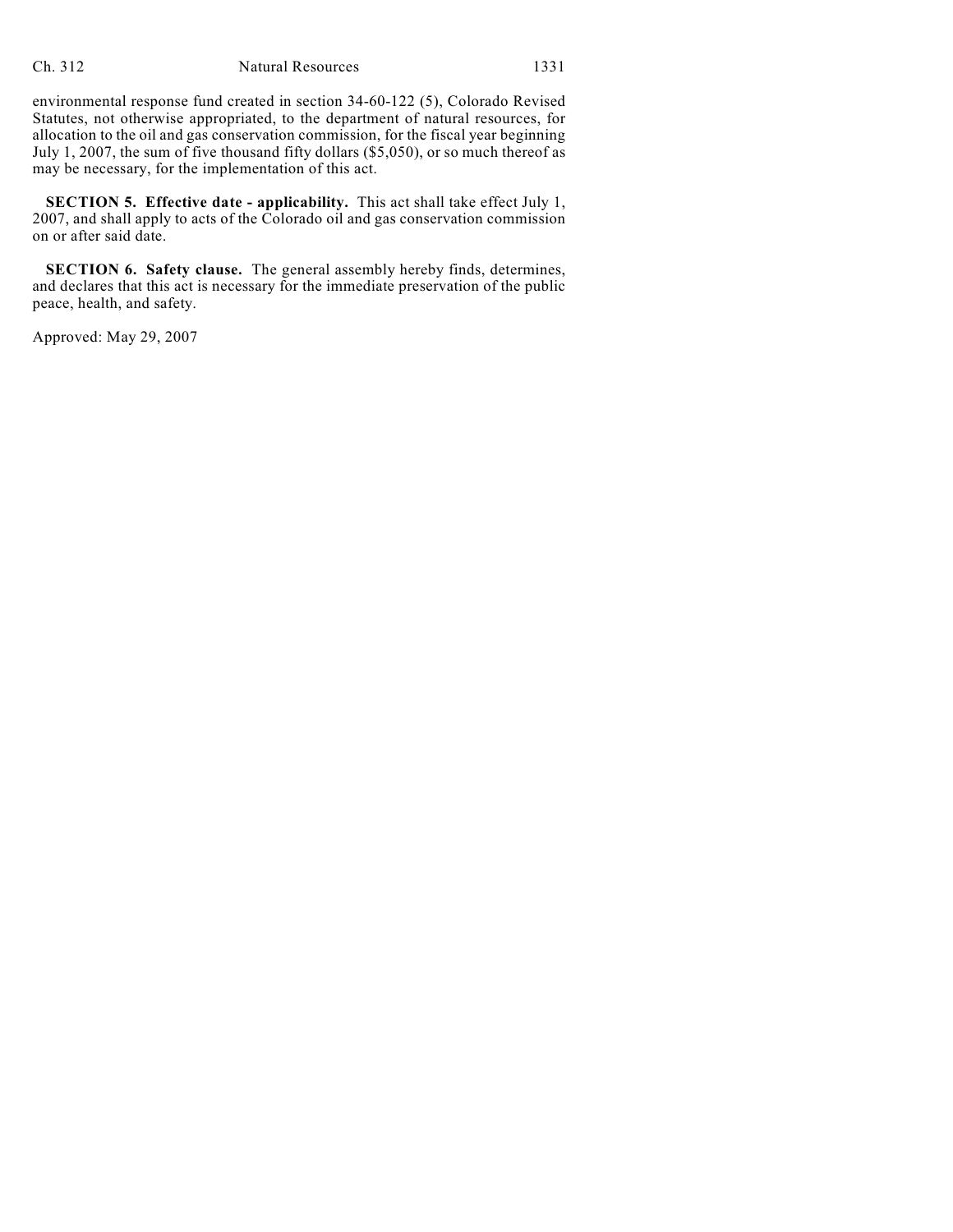environmental response fund created in section 34-60-122 (5), Colorado Revised Statutes, not otherwise appropriated, to the department of natural resources, for allocation to the oil and gas conservation commission, for the fiscal year beginning July 1, 2007, the sum of five thousand fifty dollars ($5,050), or so much thereof as may be necessary, for the implementation of this act.

**SECTION 5. Effective date - applicability.** This act shall take effect July 1, 2007, and shall apply to acts of the Colorado oil and gas conservation commission on or after said date.

**SECTION 6. Safety clause.** The general assembly hereby finds, determines, and declares that this act is necessary for the immediate preservation of the public peace, health, and safety.

Approved: May 29, 2007